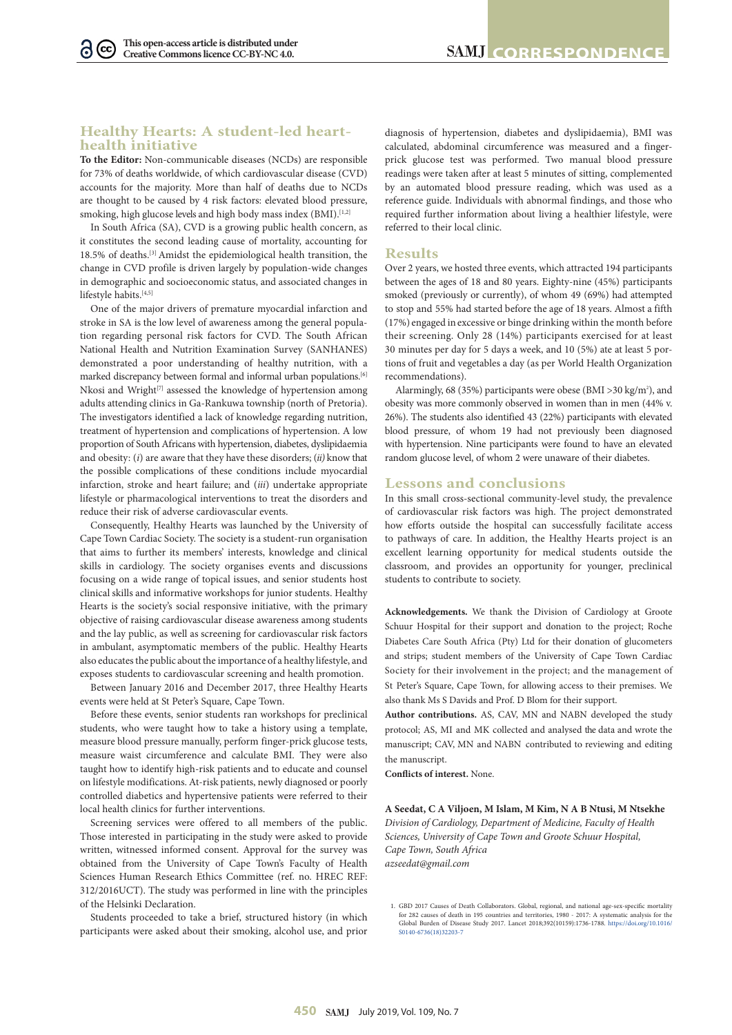# Healthy Hearts: A student-led heart-health initiative

**To the Editor:** Non-communicable diseases (NCDs) are responsible for 73% of deaths worldwide, of which cardiovascular disease (CVD) accounts for the majority. More than half of deaths due to NCDs are thought to be caused by 4 risk factors: elevated blood pressure, smoking, high glucose levels and high body mass index (BMI).[1,2]

In South Africa (SA), CVD is a growing public health concern, as it constitutes the second leading cause of mortality, accounting for 18.5% of deaths.[3] Amidst the epidemiological health transition, the change in CVD profile is driven largely by population-wide changes in demographic and socioeconomic status, and associated changes in lifestyle habits.[4,5]

One of the major drivers of premature myocardial infarction and stroke in SA is the low level of awareness among the general population regarding personal risk factors for CVD. The South African National Health and Nutrition Examination Survey (SANHANES) demonstrated a poor understanding of healthy nutrition, with a marked discrepancy between formal and informal urban populations.[6] Nkosi and Wright[7] assessed the knowledge of hypertension among adults attending clinics in Ga-Rankuwa township (north of Pretoria). The investigators identified a lack of knowledge regarding nutrition, treatment of hypertension and complications of hypertension. A low proportion of South Africans with hypertension, diabetes, dyslipidaemia and obesity: (*i*) are aware that they have these disorders; (*ii*) know that the possible complications of these conditions include myocardial infarction, stroke and heart failure; and (*iii*) undertake appropriate lifestyle or pharmacological interventions to treat the disorders and reduce their risk of adverse cardiovascular events.

Consequently, Healthy Hearts was launched by the University of Cape Town Cardiac Society. The society is a student-run organisation that aims to further its members' interests, knowledge and clinical skills in cardiology. The society organises events and discussions focusing on a wide range of topical issues, and senior students host clinical skills and informative workshops for junior students. Healthy Hearts is the society's social responsive initiative, with the primary objective of raising cardiovascular disease awareness among students and the lay public, as well as screening for cardiovascular risk factors in ambulant, asymptomatic members of the public. Healthy Hearts also educates the public about the importance of a healthy lifestyle, and exposes students to cardiovascular screening and health promotion.

Between January 2016 and December 2017, three Healthy Hearts events were held at St Peter's Square, Cape Town.

Before these events, senior students ran workshops for preclinical students, who were taught how to take a history using a template, measure blood pressure manually, perform finger-prick glucose tests, measure waist circumference and calculate BMI. They were also taught how to identify high-risk patients and to educate and counsel on lifestyle modifications. At-risk patients, newly diagnosed or poorly controlled diabetics and hypertensive patients were referred to their local health clinics for further interventions.

Screening services were offered to all members of the public. Those interested in participating in the study were asked to provide written, witnessed informed consent. Approval for the survey was obtained from the University of Cape Town's Faculty of Health Sciences Human Research Ethics Committee (ref. no. HREC REF: 312/2016UCT). The study was performed in line with the principles of the Helsinki Declaration.

Students proceeded to take a brief, structured history (in which participants were asked about their smoking, alcohol use, and prior diagnosis of hypertension, diabetes and dyslipidaemia), BMI was calculated, abdominal circumference was measured and a finger-prick glucose test was performed. Two manual blood pressure readings were taken after at least 5 minutes of sitting, complemented by an automated blood pressure reading, which was used as a reference guide. Individuals with abnormal findings, and those who required further information about living a healthier lifestyle, were referred to their local clinic.

## Results

Over 2 years, we hosted three events, which attracted 194 participants between the ages of 18 and 80 years. Eighty-nine (45%) participants smoked (previously or currently), of whom 49 (69%) had attempted to stop and 55% had started before the age of 18 years. Almost a fifth (17%) engaged in excessive or binge drinking within the month before their screening. Only 28 (14%) participants exercised for at least 30 minutes per day for 5 days a week, and 10 (5%) ate at least 5 portions of fruit and vegetables a day (as per World Health Organization recommendations).

Alarmingly, 68 (35%) participants were obese (BMI >30 kg/m$^2$), and obesity was more commonly observed in women than in men (44% v. 26%). The students also identified 43 (22%) participants with elevated blood pressure, of whom 19 had not previously been diagnosed with hypertension. Nine participants were found to have an elevated random glucose level, of whom 2 were unaware of their diabetes.

## Lessons and conclusions

In this small cross-sectional community-level study, the prevalence of cardiovascular risk factors was high. The project demonstrated how efforts outside the hospital can successfully facilitate access to pathways of care. In addition, the Healthy Hearts project is an excellent learning opportunity for medical students outside the classroom, and provides an opportunity for younger, preclinical students to contribute to society.

**Acknowledgements.** We thank the Division of Cardiology at Groote Schuur Hospital for their support and donation to the project; Roche Diabetes Care South Africa (Pty) Ltd for their donation of glucometers and strips; student members of the University of Cape Town Cardiac Society for their involvement in the project; and the management of St Peter's Square, Cape Town, for allowing access to their premises. We also thank Ms S Davids and Prof. D Blom for their support.

**Author contributions.** AS, CAV, MN and NABN developed the study protocol; AS, MI and MK collected and analysed the data and wrote the manuscript; CAV, MN and NABN contributed to reviewing and editing the manuscript.

**Conflicts of interest.** None.

**A Seedat, C A Viljoen, M Islam, M Kim, N A B Ntusi, M Ntsekhe**
*Division of Cardiology, Department of Medicine, Faculty of Health Sciences, University of Cape Town and Groote Schuur Hospital, Cape Town, South Africa*
*azseedat@gmail.com*

1. GBD 2017 Causes of Death Collaborators. Global, regional, and national age-sex-specific mortality for 282 causes of death in 195 countries and territories, 1980 - 2017: A systematic analysis for the Global Burden of Disease Study 2017. Lancet 2018;392(10159):1736-1788. https://doi.org/10.1016/S0140-6736(18)32203-7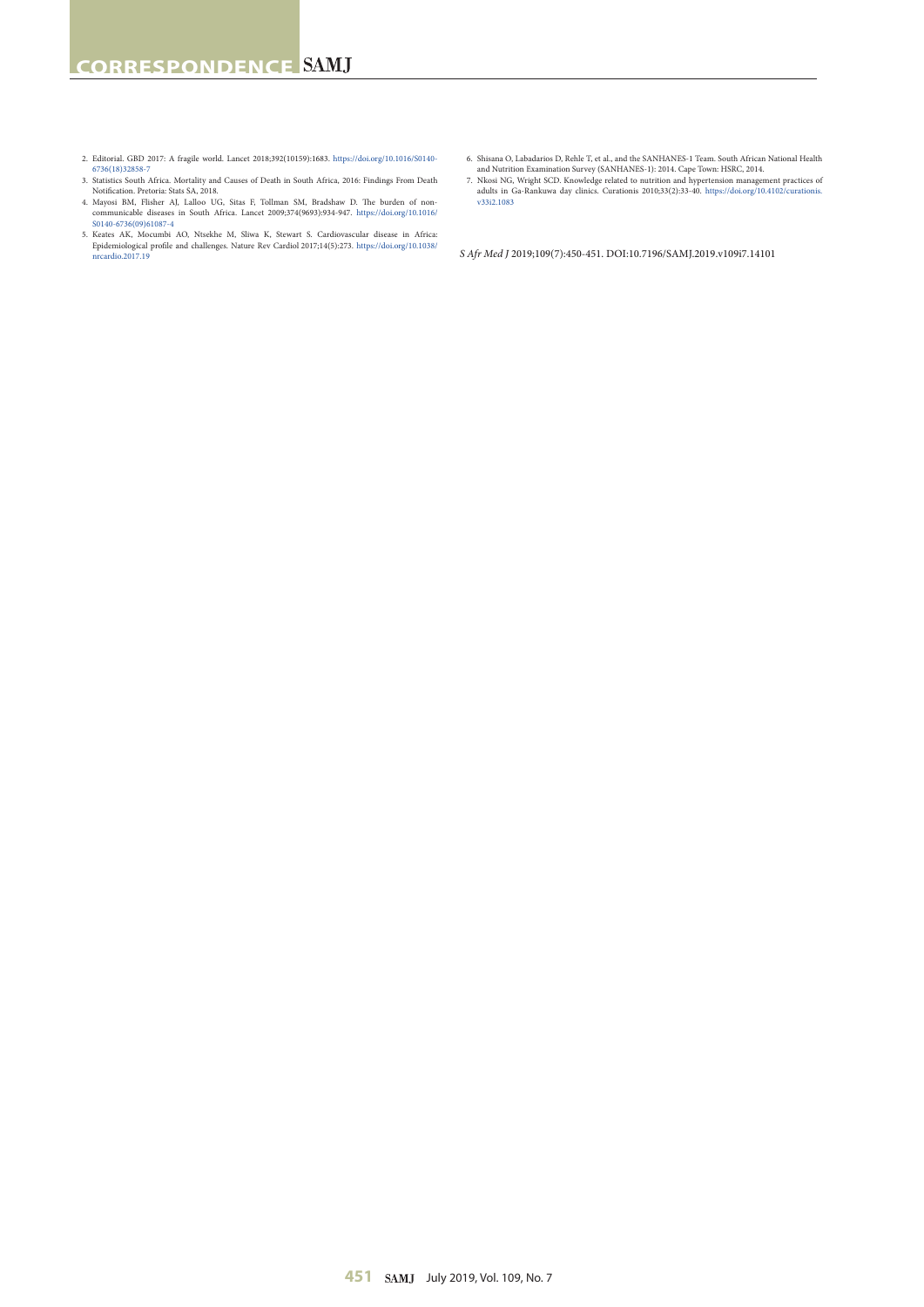2. Editorial. GBD 2017: A fragile world. Lancet 2018;392(10159):1683. https://doi.org/10.1016/S0140-6736(18)32858-7
3. Statistics South Africa. Mortality and Causes of Death in South Africa, 2016: Findings From Death Notification. Pretoria: Stats SA, 2018.
4. Mayosi BM, Flisher AJ, Lalloo UG, Sitas F, Tollman SM, Bradshaw D. The burden of non-communicable diseases in South Africa. Lancet 2009;374(9693):934-947. https://doi.org/10.1016/S0140-6736(09)61087-4
5. Keates AK, Mocumbi AO, Ntsekhe M, Sliwa K, Stewart S. Cardiovascular disease in Africa: Epidemiological profile and challenges. Nature Rev Cardiol 2017;14(5):273. https://doi.org/10.1038/nrcardio.2017.19
6. Shisana O, Labadarios D, Rehle T, et al., and the SANHANES-1 Team. South African National Health and Nutrition Examination Survey (SANHANES-1): 2014. Cape Town: HSRC, 2014.
7. Nkosi NG, Wright SCD. Knowledge related to nutrition and hypertension management practices of adults in Ga-Rankuwa day clinics. Curationis 2010;33(2):33-40. https://doi.org/10.4102/curationis.v33i2.1083

*S Afr Med J* 2019;109(7):450-451. DOI:10.7196/SAMJ.2019.v109i7.14101